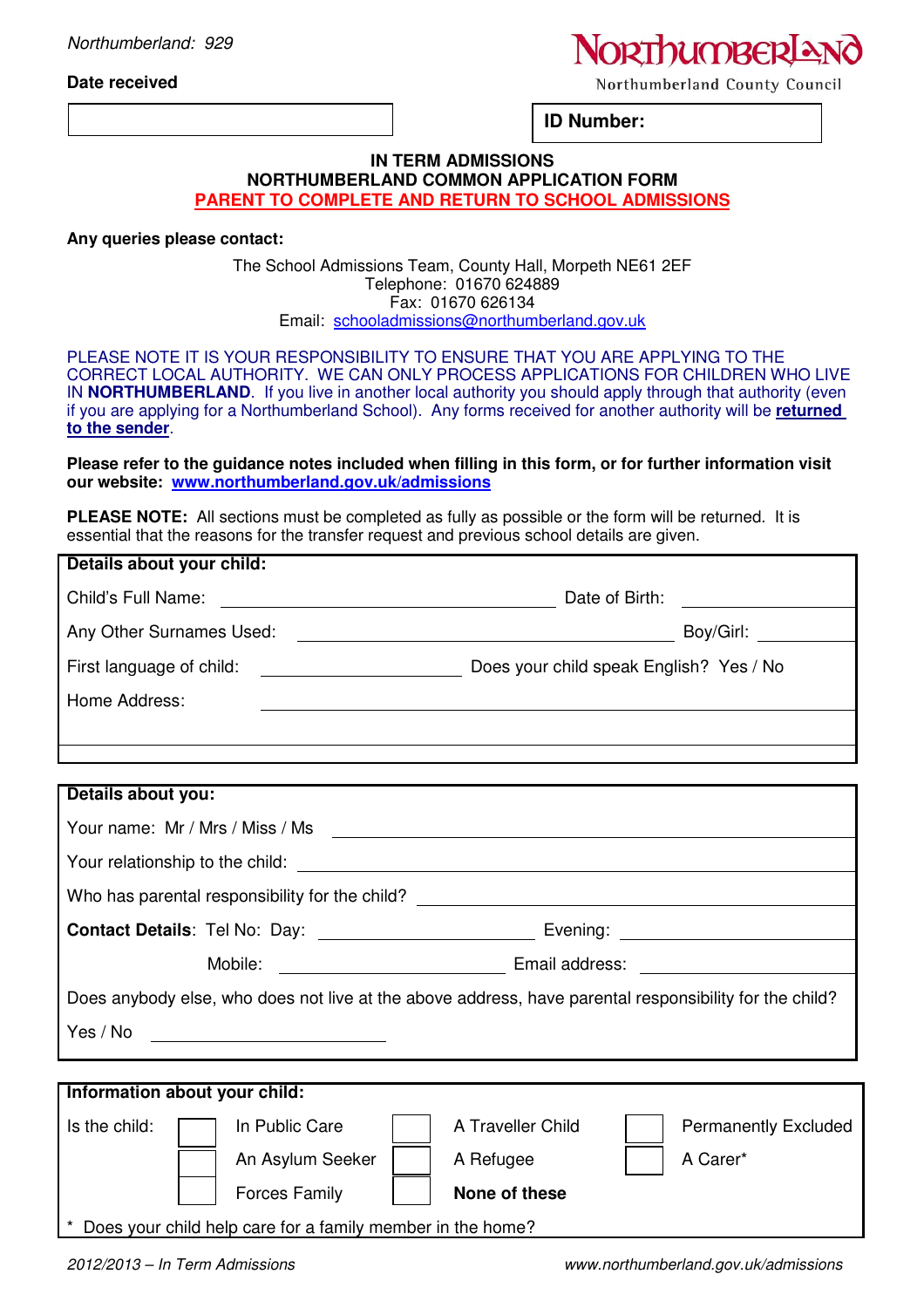*Northumberland: 929*

**Date received**

NORTHUMBERLAND
Northumberland County Council

**ID Number:**

## IN TERM ADMISSIONS
## NORTHUMBERLAND COMMON APPLICATION FORM
## PARENT TO COMPLETE AND RETURN TO SCHOOL ADMISSIONS

**Any queries please contact:**

The School Admissions Team, County Hall, Morpeth NE61 2EF
Telephone: 01670 624889
Fax: 01670 626134
Email: schooladmissions@northumberland.gov.uk

PLEASE NOTE IT IS YOUR RESPONSIBILITY TO ENSURE THAT YOU ARE APPLYING TO THE CORRECT LOCAL AUTHORITY. WE CAN ONLY PROCESS APPLICATIONS FOR CHILDREN WHO LIVE IN **NORTHUMBERLAND**. If you live in another local authority you should apply through that authority (even if you are applying for a Northumberland School). Any forms received for another authority will be **returned to the sender**.

**Please refer to the guidance notes included when filling in this form, or for further information visit our website: www.northumberland.gov.uk/admissions**

**PLEASE NOTE:** All sections must be completed as fully as possible or the form will be returned. It is essential that the reasons for the transfer request and previous school details are given.

**Details about your child:**

Child's Full Name: ______________________ Date of Birth: ____________

Any Other Surnames Used: ______________________ Boy/Girl: ____________

First language of child: ____________ Does your child speak English? Yes / No

Home Address: ______________________________________________

**Details about you:**

Your name: Mr / Mrs / Miss / Ms ______________________________

Your relationship to the child: ______________________________

Who has parental responsibility for the child? ______________________________

**Contact Details**: Tel No: Day: ____________ Evening: ____________

Mobile: ____________ Email address: ____________

Does anybody else, who does not live at the above address, have parental responsibility for the child?

Yes / No ____________

**Information about your child:**

| Is the child: | | | |
|---|---|---|---|
| ☐ | In Public Care | ☐ A Traveller Child | ☐ Permanently Excluded |
| ☐ | An Asylum Seeker | ☐ A Refugee | ☐ A Carer* |
| ☐ | Forces Family | ☐ **None of these** | |

\* Does your child help care for a family member in the home?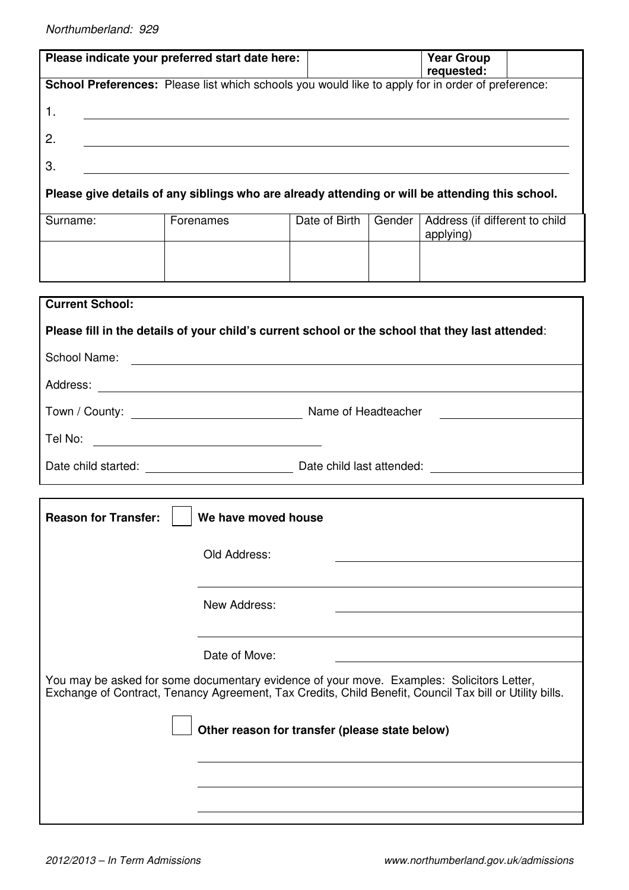| **Please indicate your preferred start date here:** | | **Year Group requested:** | |
|---|---|---|---|

**School Preferences:** Please list which schools you would like to apply for in order of preference:

1. ______________________________

2. ______________________________

3. ______________________________

**Please give details of any siblings who are already attending or will be attending this school.**

| Surname: | Forenames | Date of Birth | Gender | Address (if different to child applying) |
|---|---|---|---|---|
| | | | | |

**Current School:**

**Please fill in the details of your child's current school or the school that they last attended**:

School Name: ______________________________

Address: ______________________________

Town / County: ______________________________ Name of Headteacher ______________________________

Tel No: ______________________________

Date child started: ______________________________ Date child last attended: ______________________________

**Reason for Transfer:** ☐ **We have moved house**

Old Address: ______________________________

New Address: ______________________________

Date of Move: ______________________________

You may be asked for some documentary evidence of your move. Examples: Solicitors Letter, Exchange of Contract, Tenancy Agreement, Tax Credits, Child Benefit, Council Tax bill or Utility bills.

☐ **Other reason for transfer (please state below)**

______________________________

______________________________

______________________________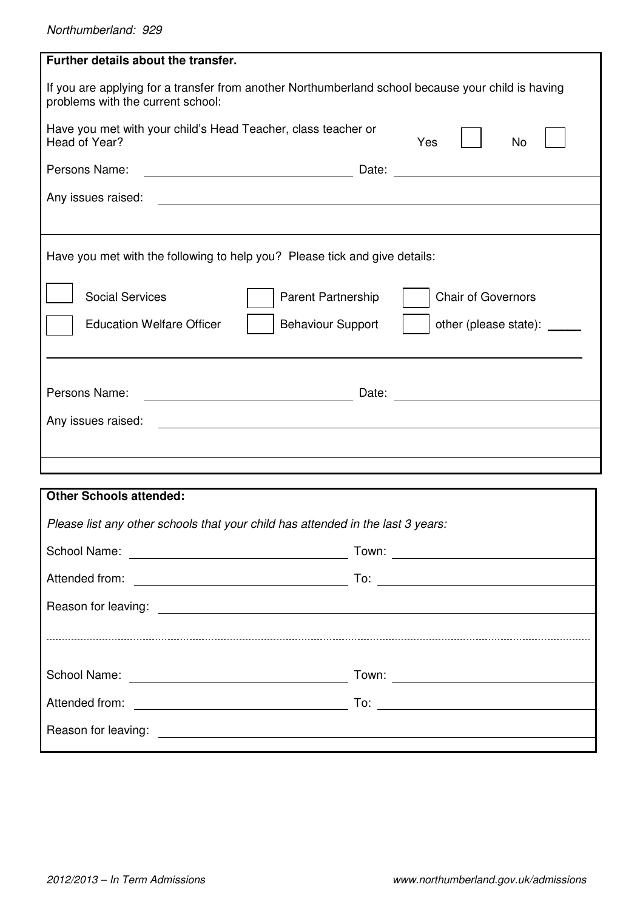**Further details about the transfer.**

If you are applying for a transfer from another Northumberland school because your child is having problems with the current school:

Have you met with your child's Head Teacher, class teacher or Head of Year? Yes ☐ No ☐

Persons Name: ______________________ Date: ______________________

Any issues raised: ______________________

Have you met with the following to help you? Please tick and give details:

☐ Social Services ☐ Parent Partnership ☐ Chair of Governors

☐ Education Welfare Officer ☐ Behaviour Support ☐ other (please state): _____

______________________

Persons Name: ______________________ Date: ______________________

Any issues raised: ______________________

**Other Schools attended:**

*Please list any other schools that your child has attended in the last 3 years:*

School Name: ______________________ Town: ______________________

Attended from: ______________________ To: ______________________

Reason for leaving: ______________________

School Name: ______________________ Town: ______________________

Attended from: ______________________ To: ______________________

Reason for leaving: ______________________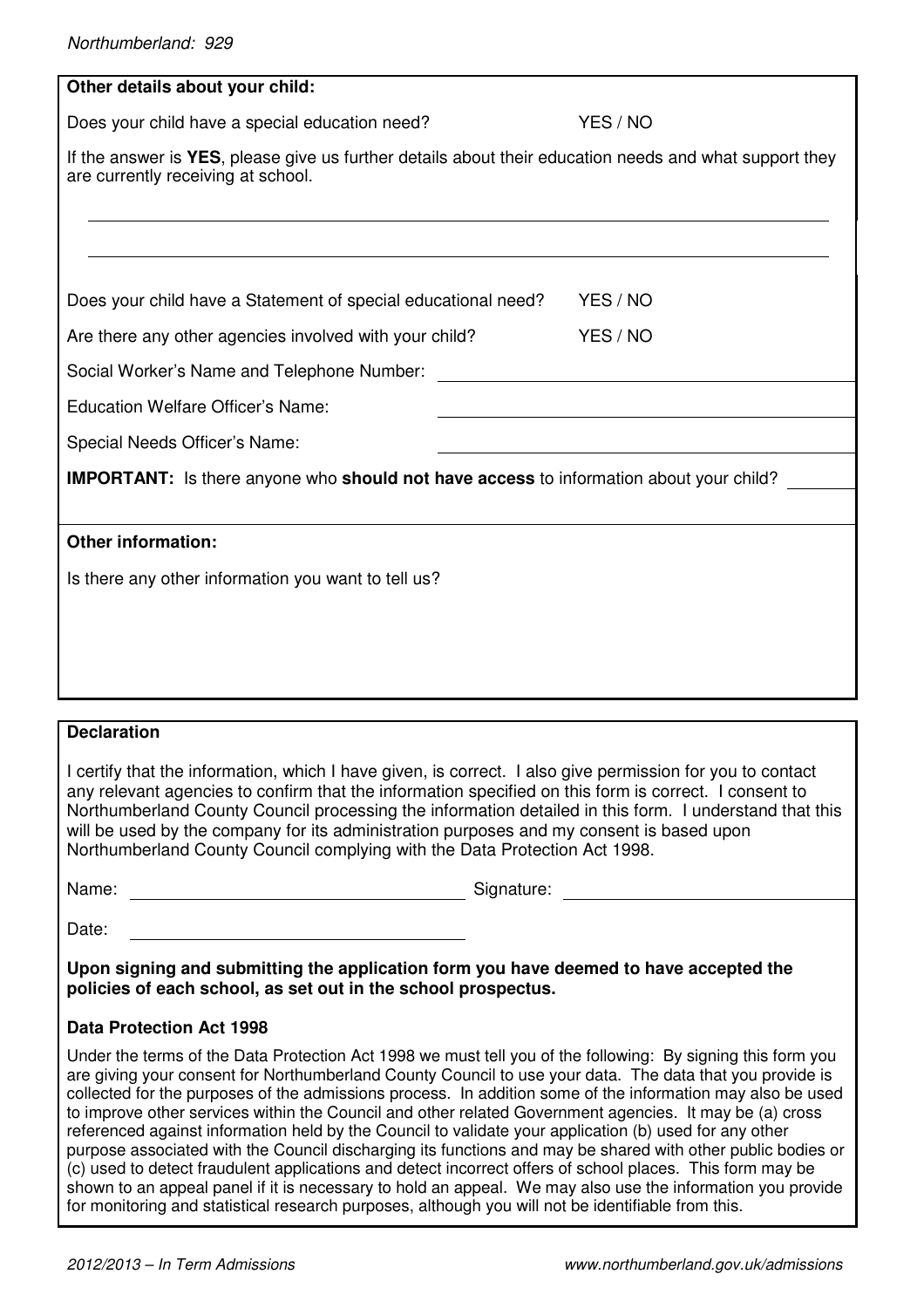**Other details about your child:**

Does your child have a special education need? YES / NO

If the answer is **YES**, please give us further details about their education needs and what support they are currently receiving at school.

\_\_\_\_\_\_\_\_\_\_\_\_\_\_\_\_\_\_\_\_\_\_\_\_\_\_\_\_\_\_\_\_\_\_\_\_\_\_\_\_\_\_\_\_\_\_\_\_\_\_\_\_\_\_\_\_\_\_\_\_\_\_\_\_\_\_\_\_\_\_

\_\_\_\_\_\_\_\_\_\_\_\_\_\_\_\_\_\_\_\_\_\_\_\_\_\_\_\_\_\_\_\_\_\_\_\_\_\_\_\_\_\_\_\_\_\_\_\_\_\_\_\_\_\_\_\_\_\_\_\_\_\_\_\_\_\_\_\_\_\_

Does your child have a Statement of special educational need? YES / NO

Are there any other agencies involved with your child? YES / NO

Social Worker's Name and Telephone Number: \_\_\_\_\_\_\_\_\_\_\_\_\_\_\_\_\_\_\_\_\_\_\_\_\_\_\_\_\_\_

Education Welfare Officer's Name: \_\_\_\_\_\_\_\_\_\_\_\_\_\_\_\_\_\_\_\_\_\_\_\_\_\_\_\_\_\_

Special Needs Officer's Name: \_\_\_\_\_\_\_\_\_\_\_\_\_\_\_\_\_\_\_\_\_\_\_\_\_\_\_\_\_\_

**IMPORTANT:** Is there anyone who **should not have access** to information about your child? \_\_\_\_\_\_\_\_

**Other information:**

Is there any other information you want to tell us?

**Declaration**

I certify that the information, which I have given, is correct. I also give permission for you to contact any relevant agencies to confirm that the information specified on this form is correct. I consent to Northumberland County Council processing the information detailed in this form. I understand that this will be used by the company for its administration purposes and my consent is based upon Northumberland County Council complying with the Data Protection Act 1998.

Name: \_\_\_\_\_\_\_\_\_\_\_\_\_\_\_\_\_\_\_\_\_\_\_\_\_\_\_\_\_\_ Signature: \_\_\_\_\_\_\_\_\_\_\_\_\_\_\_\_\_\_\_\_\_\_\_\_\_\_\_\_\_\_

Date: \_\_\_\_\_\_\_\_\_\_\_\_\_\_\_\_\_\_\_\_\_\_\_\_\_\_\_\_\_\_

**Upon signing and submitting the application form you have deemed to have accepted the policies of each school, as set out in the school prospectus.**

**Data Protection Act 1998**

Under the terms of the Data Protection Act 1998 we must tell you of the following: By signing this form you are giving your consent for Northumberland County Council to use your data. The data that you provide is collected for the purposes of the admissions process. In addition some of the information may also be used to improve other services within the Council and other related Government agencies. It may be (a) cross referenced against information held by the Council to validate your application (b) used for any other purpose associated with the Council discharging its functions and may be shared with other public bodies or (c) used to detect fraudulent applications and detect incorrect offers of school places. This form may be shown to an appeal panel if it is necessary to hold an appeal. We may also use the information you provide for monitoring and statistical research purposes, although you will not be identifiable from this.